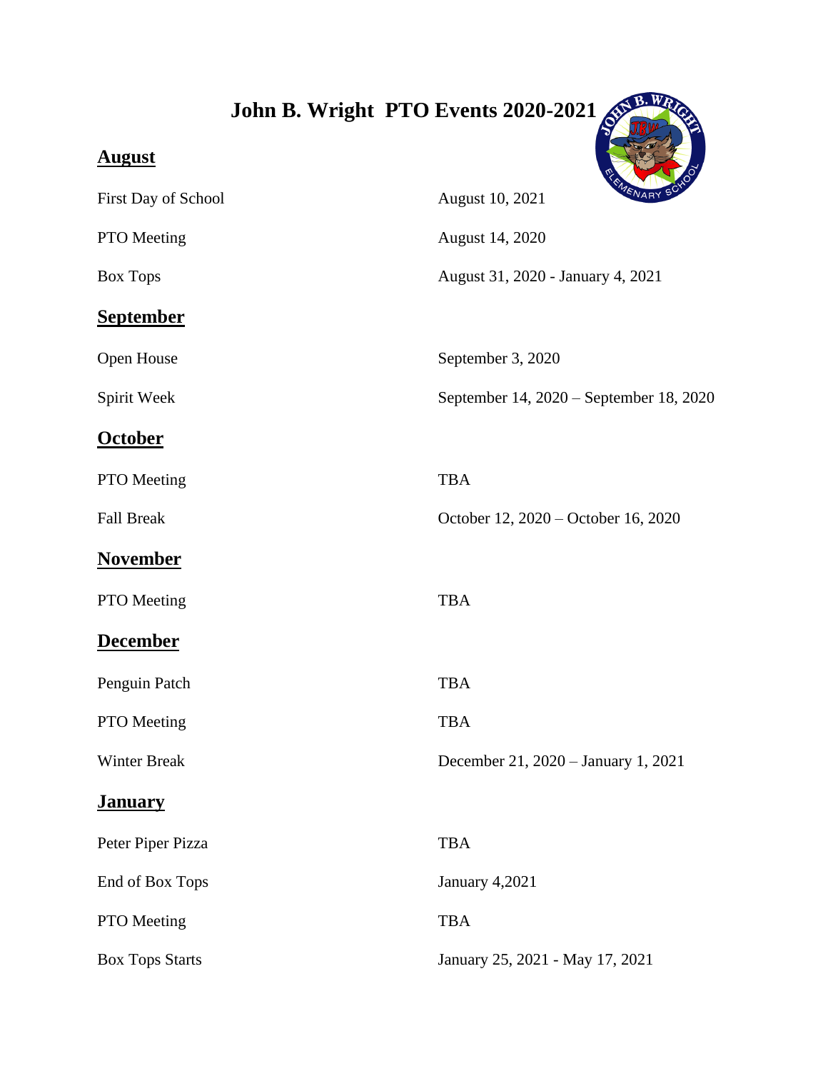# John B. Wright PTO Events 2020-2021

## August

| | |
|---|---|
| First Day of School | August 10, 2021 |
| PTO Meeting | August 14, 2020 |
| Box Tops | August 31, 2020 - January 4, 2021 |

## September

| | |
|---|---|
| Open House | September 3, 2020 |
| Spirit Week | September 14, 2020 – September 18, 2020 |

## October

| | |
|---|---|
| PTO Meeting | TBA |
| Fall Break | October 12, 2020 – October 16, 2020 |

## November

| | |
|---|---|
| PTO Meeting | TBA |

## December

| | |
|---|---|
| Penguin Patch | TBA |
| PTO Meeting | TBA |
| Winter Break | December 21, 2020 – January 1, 2021 |

## January

| | |
|---|---|
| Peter Piper Pizza | TBA |
| End of Box Tops | January 4,2021 |
| PTO Meeting | TBA |
| Box Tops Starts | January 25, 2021 - May 17, 2021 |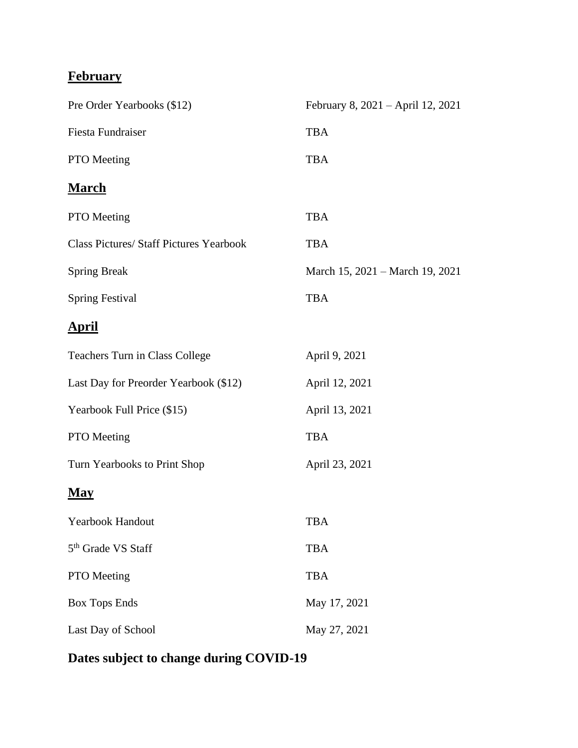## February

| | |
|---|---|
| Pre Order Yearbooks ($12) | February 8, 2021 – April 12, 2021 |
| Fiesta Fundraiser | TBA |
| PTO Meeting | TBA |

## March

| | |
|---|---|
| PTO Meeting | TBA |
| Class Pictures/ Staff Pictures Yearbook | TBA |
| Spring Break | March 15, 2021 – March 19, 2021 |
| Spring Festival | TBA |

## April

| | |
|---|---|
| Teachers Turn in Class College | April 9, 2021 |
| Last Day for Preorder Yearbook ($12) | April 12, 2021 |
| Yearbook Full Price ($15) | April 13, 2021 |
| PTO Meeting | TBA |
| Turn Yearbooks to Print Shop | April 23, 2021 |

## May

| | |
|---|---|
| Yearbook Handout | TBA |
| 5th Grade VS Staff | TBA |
| PTO Meeting | TBA |
| Box Tops Ends | May 17, 2021 |
| Last Day of School | May 27, 2021 |

**Dates subject to change during COVID-19**